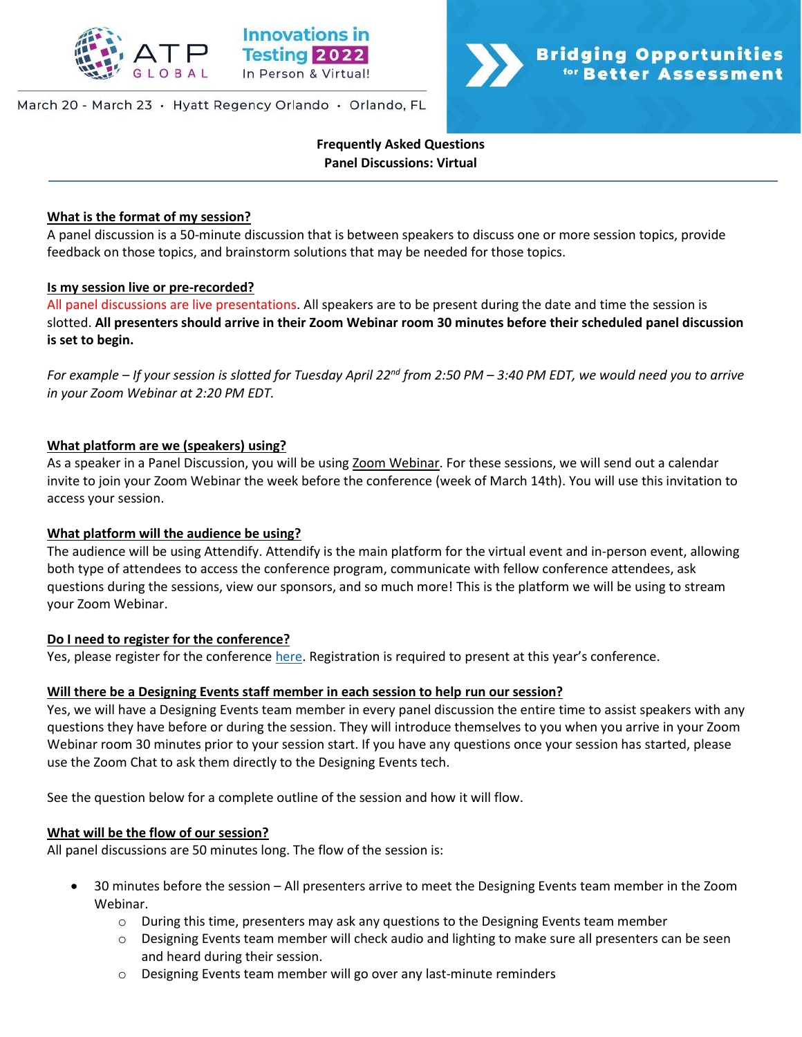ATP GLOBAL

Innovations in Testing 2022
In Person & Virtual!

Bridging Opportunities for Better Assessment

March 20 - March 23 · Hyatt Regency Orlando · Orlando, FL

**Frequently Asked Questions**
**Panel Discussions: Virtual**

**What is the format of my session?**

A panel discussion is a 50-minute discussion that is between speakers to discuss one or more session topics, provide feedback on those topics, and brainstorm solutions that may be needed for those topics.

**Is my session live or pre-recorded?**

All panel discussions are live presentations. All speakers are to be present during the date and time the session is slotted. **All presenters should arrive in their Zoom Webinar room 30 minutes before their scheduled panel discussion is set to begin.**

*For example – If your session is slotted for Tuesday April 22nd from 2:50 PM – 3:40 PM EDT, we would need you to arrive in your Zoom Webinar at 2:20 PM EDT.*

**What platform are we (speakers) using?**

As a speaker in a Panel Discussion, you will be using Zoom Webinar. For these sessions, we will send out a calendar invite to join your Zoom Webinar the week before the conference (week of March 14th). You will use this invitation to access your session.

**What platform will the audience be using?**

The audience will be using Attendify. Attendify is the main platform for the virtual event and in-person event, allowing both type of attendees to access the conference program, communicate with fellow conference attendees, ask questions during the sessions, view our sponsors, and so much more! This is the platform we will be using to stream your Zoom Webinar.

**Do I need to register for the conference?**

Yes, please register for the conference here. Registration is required to present at this year's conference.

**Will there be a Designing Events staff member in each session to help run our session?**

Yes, we will have a Designing Events team member in every panel discussion the entire time to assist speakers with any questions they have before or during the session. They will introduce themselves to you when you arrive in your Zoom Webinar room 30 minutes prior to your session start. If you have any questions once your session has started, please use the Zoom Chat to ask them directly to the Designing Events tech.

See the question below for a complete outline of the session and how it will flow.

**What will be the flow of our session?**

All panel discussions are 50 minutes long. The flow of the session is:

- 30 minutes before the session – All presenters arrive to meet the Designing Events team member in the Zoom Webinar.
  - During this time, presenters may ask any questions to the Designing Events team member
  - Designing Events team member will check audio and lighting to make sure all presenters can be seen and heard during their session.
  - Designing Events team member will go over any last-minute reminders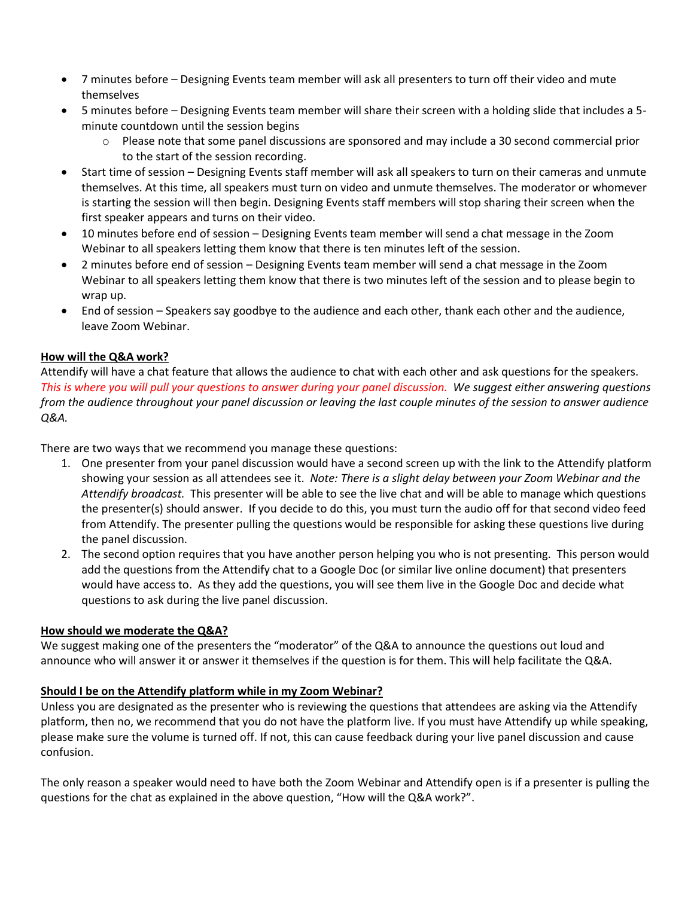- 7 minutes before – Designing Events team member will ask all presenters to turn off their video and mute themselves
- 5 minutes before – Designing Events team member will share their screen with a holding slide that includes a 5-minute countdown until the session begins
  - Please note that some panel discussions are sponsored and may include a 30 second commercial prior to the start of the session recording.
- Start time of session – Designing Events staff member will ask all speakers to turn on their cameras and unmute themselves. At this time, all speakers must turn on video and unmute themselves. The moderator or whomever is starting the session will then begin. Designing Events staff members will stop sharing their screen when the first speaker appears and turns on their video.
- 10 minutes before end of session – Designing Events team member will send a chat message in the Zoom Webinar to all speakers letting them know that there is ten minutes left of the session.
- 2 minutes before end of session – Designing Events team member will send a chat message in the Zoom Webinar to all speakers letting them know that there is two minutes left of the session and to please begin to wrap up.
- End of session – Speakers say goodbye to the audience and each other, thank each other and the audience, leave Zoom Webinar.

**How will the Q&A work?**

Attendify will have a chat feature that allows the audience to chat with each other and ask questions for the speakers. *This is where you will pull your questions to answer during your panel discussion. We suggest either answering questions from the audience throughout your panel discussion or leaving the last couple minutes of the session to answer audience Q&A.*

There are two ways that we recommend you manage these questions:

1. One presenter from your panel discussion would have a second screen up with the link to the Attendify platform showing your session as all attendees see it. *Note: There is a slight delay between your Zoom Webinar and the Attendify broadcast.* This presenter will be able to see the live chat and will be able to manage which questions the presenter(s) should answer. If you decide to do this, you must turn the audio off for that second video feed from Attendify. The presenter pulling the questions would be responsible for asking these questions live during the panel discussion.
2. The second option requires that you have another person helping you who is not presenting. This person would add the questions from the Attendify chat to a Google Doc (or similar live online document) that presenters would have access to. As they add the questions, you will see them live in the Google Doc and decide what questions to ask during the live panel discussion.

**How should we moderate the Q&A?**

We suggest making one of the presenters the "moderator" of the Q&A to announce the questions out loud and announce who will answer it or answer it themselves if the question is for them. This will help facilitate the Q&A.

**Should I be on the Attendify platform while in my Zoom Webinar?**

Unless you are designated as the presenter who is reviewing the questions that attendees are asking via the Attendify platform, then no, we recommend that you do not have the platform live. If you must have Attendify up while speaking, please make sure the volume is turned off. If not, this can cause feedback during your live panel discussion and cause confusion.

The only reason a speaker would need to have both the Zoom Webinar and Attendify open is if a presenter is pulling the questions for the chat as explained in the above question, "How will the Q&A work?".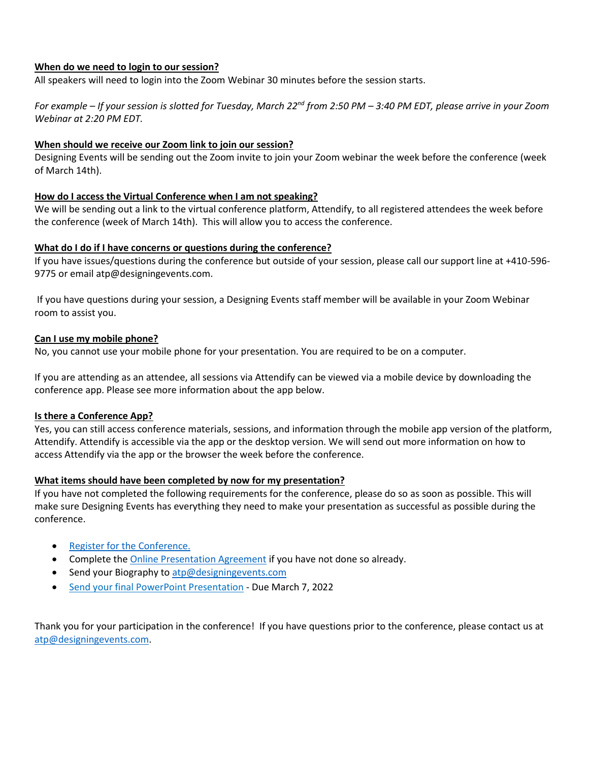**When do we need to login to our session?**

All speakers will need to login into the Zoom Webinar 30 minutes before the session starts.

*For example – If your session is slotted for Tuesday, March 22nd from 2:50 PM – 3:40 PM EDT, please arrive in your Zoom Webinar at 2:20 PM EDT.*

**When should we receive our Zoom link to join our session?**

Designing Events will be sending out the Zoom invite to join your Zoom webinar the week before the conference (week of March 14th).

**How do I access the Virtual Conference when I am not speaking?**

We will be sending out a link to the virtual conference platform, Attendify, to all registered attendees the week before the conference (week of March 14th). This will allow you to access the conference.

**What do I do if I have concerns or questions during the conference?**

If you have issues/questions during the conference but outside of your session, please call our support line at +410-596-9775 or email atp@designingevents.com.

If you have questions during your session, a Designing Events staff member will be available in your Zoom Webinar room to assist you.

**Can I use my mobile phone?**

No, you cannot use your mobile phone for your presentation. You are required to be on a computer.

If you are attending as an attendee, all sessions via Attendify can be viewed via a mobile device by downloading the conference app. Please see more information about the app below.

**Is there a Conference App?**

Yes, you can still access conference materials, sessions, and information through the mobile app version of the platform, Attendify. Attendify is accessible via the app or the desktop version. We will send out more information on how to access Attendify via the app or the browser the week before the conference.

**What items should have been completed by now for my presentation?**

If you have not completed the following requirements for the conference, please do so as soon as possible. This will make sure Designing Events has everything they need to make your presentation as successful as possible during the conference.

- Register for the Conference.
- Complete the Online Presentation Agreement if you have not done so already.
- Send your Biography to atp@designingevents.com
- Send your final PowerPoint Presentation - Due March 7, 2022

Thank you for your participation in the conference! If you have questions prior to the conference, please contact us at atp@designingevents.com.